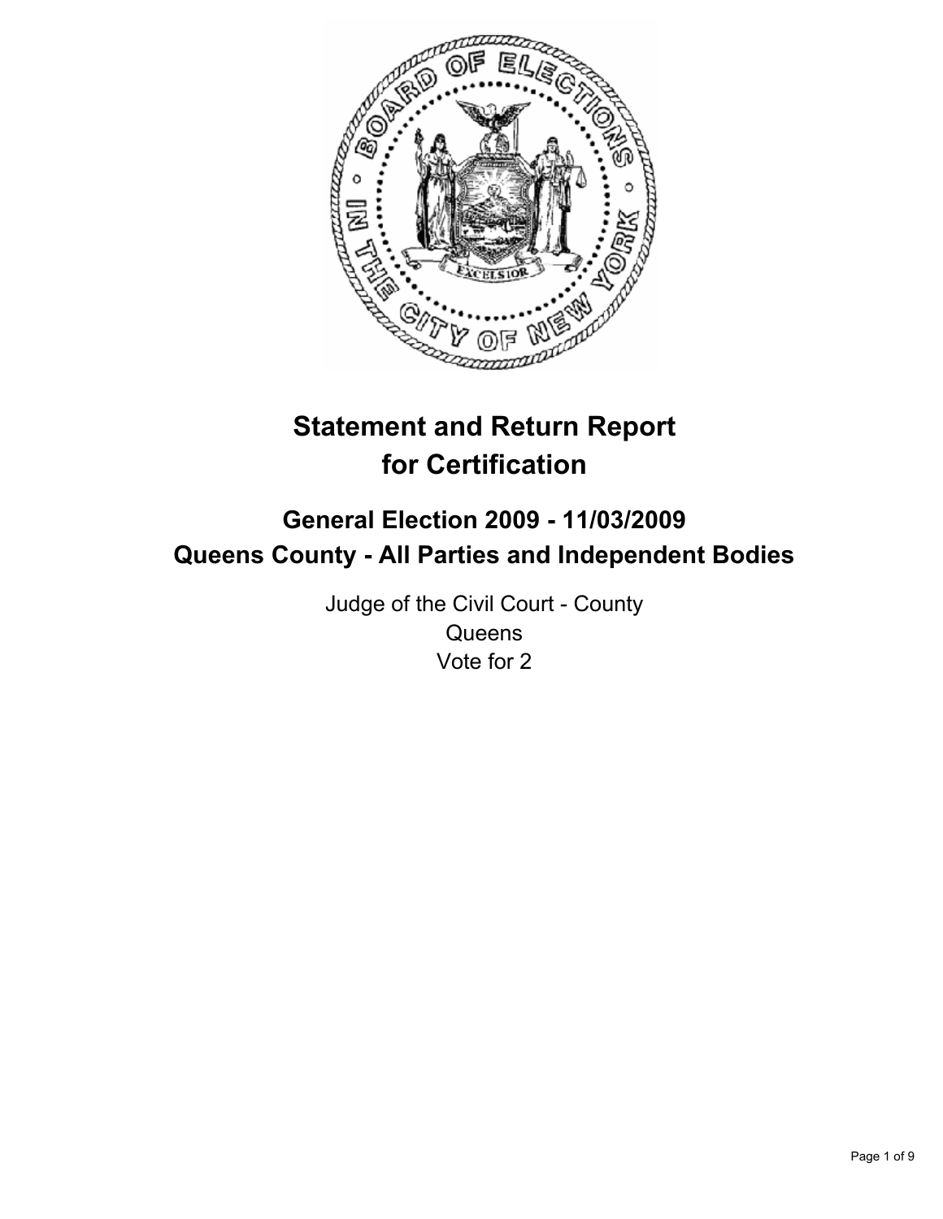# Statement and Return Report for Certification

## General Election 2009 - 11/03/2009
## Queens County - All Parties and Independent Bodies

Judge of the Civil Court - County
Queens
Vote for 2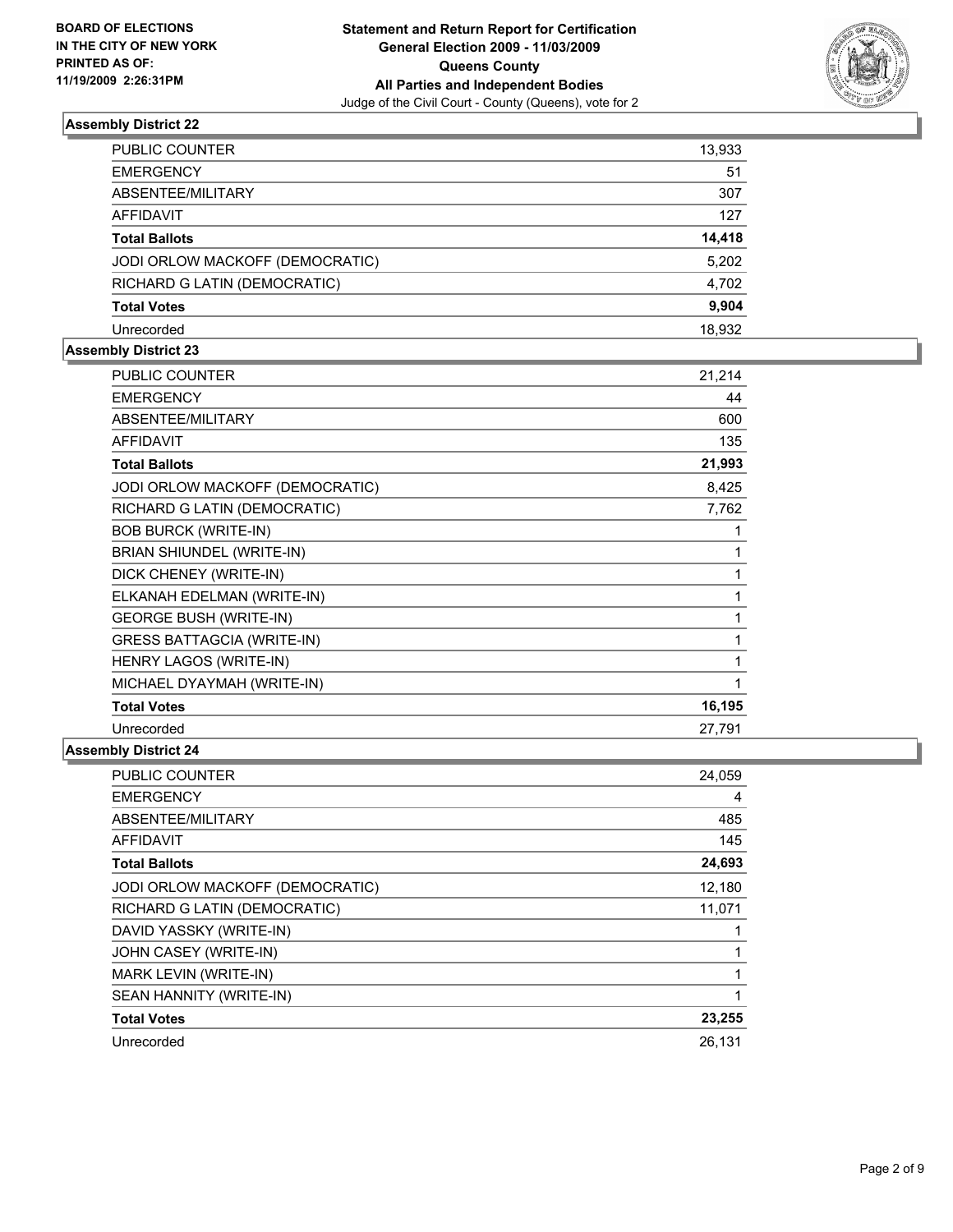BOARD OF ELECTIONS
IN THE CITY OF NEW YORK
PRINTED AS OF:
11/19/2009 2:26:31PM

**Statement and Return Report for Certification**
**General Election 2009 - 11/03/2009**
**Queens County**
**All Parties and Independent Bodies**
Judge of the Civil Court - County (Queens), vote for 2

### Assembly District 22

| | |
|---|---|
| PUBLIC COUNTER | 13,933 |
| EMERGENCY | 51 |
| ABSENTEE/MILITARY | 307 |
| AFFIDAVIT | 127 |
| **Total Ballots** | **14,418** |
| JODI ORLOW MACKOFF (DEMOCRATIC) | 5,202 |
| RICHARD G LATIN (DEMOCRATIC) | 4,702 |
| **Total Votes** | **9,904** |
| Unrecorded | 18,932 |

### Assembly District 23

| | |
|---|---|
| PUBLIC COUNTER | 21,214 |
| EMERGENCY | 44 |
| ABSENTEE/MILITARY | 600 |
| AFFIDAVIT | 135 |
| **Total Ballots** | **21,993** |
| JODI ORLOW MACKOFF (DEMOCRATIC) | 8,425 |
| RICHARD G LATIN (DEMOCRATIC) | 7,762 |
| BOB BURCK (WRITE-IN) | 1 |
| BRIAN SHIUNDEL (WRITE-IN) | 1 |
| DICK CHENEY (WRITE-IN) | 1 |
| ELKANAH EDELMAN (WRITE-IN) | 1 |
| GEORGE BUSH (WRITE-IN) | 1 |
| GRESS BATTAGCIA (WRITE-IN) | 1 |
| HENRY LAGOS (WRITE-IN) | 1 |
| MICHAEL DYAYMAH (WRITE-IN) | 1 |
| **Total Votes** | **16,195** |
| Unrecorded | 27,791 |

### Assembly District 24

| | |
|---|---|
| PUBLIC COUNTER | 24,059 |
| EMERGENCY | 4 |
| ABSENTEE/MILITARY | 485 |
| AFFIDAVIT | 145 |
| **Total Ballots** | **24,693** |
| JODI ORLOW MACKOFF (DEMOCRATIC) | 12,180 |
| RICHARD G LATIN (DEMOCRATIC) | 11,071 |
| DAVID YASSKY (WRITE-IN) | 1 |
| JOHN CASEY (WRITE-IN) | 1 |
| MARK LEVIN (WRITE-IN) | 1 |
| SEAN HANNITY (WRITE-IN) | 1 |
| **Total Votes** | **23,255** |
| Unrecorded | 26,131 |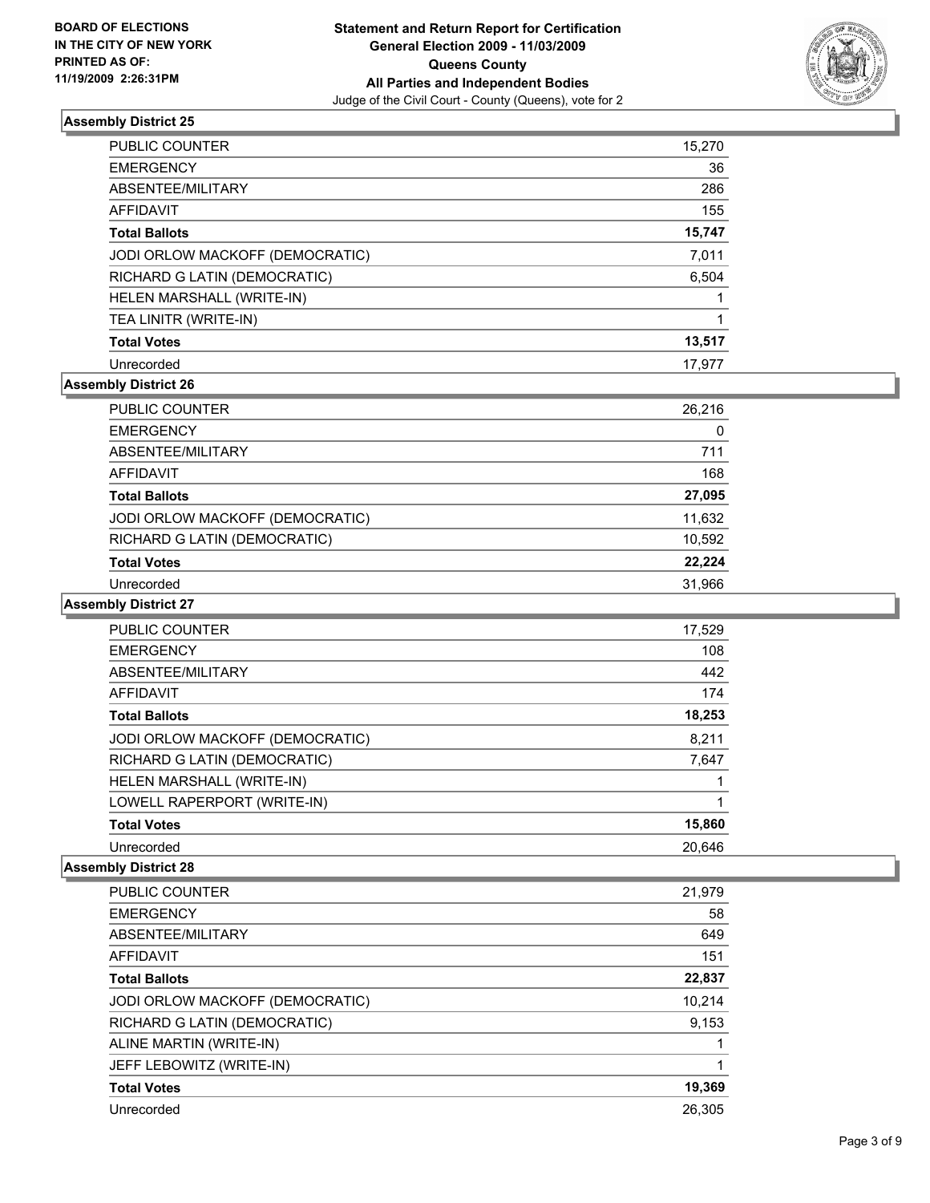**BOARD OF ELECTIONS IN THE CITY OF NEW YORK PRINTED AS OF: 11/19/2009 2:26:31PM**

**Statement and Return Report for Certification**
**General Election 2009 - 11/03/2009**
**Queens County**
**All Parties and Independent Bodies**
Judge of the Civil Court - County (Queens), vote for 2

### Assembly District 25

| | |
|---|---|
| PUBLIC COUNTER | 15,270 |
| EMERGENCY | 36 |
| ABSENTEE/MILITARY | 286 |
| AFFIDAVIT | 155 |
| **Total Ballots** | **15,747** |
| JODI ORLOW MACKOFF (DEMOCRATIC) | 7,011 |
| RICHARD G LATIN (DEMOCRATIC) | 6,504 |
| HELEN MARSHALL (WRITE-IN) | 1 |
| TEA LINITR (WRITE-IN) | 1 |
| **Total Votes** | **13,517** |
| Unrecorded | 17,977 |

### Assembly District 26

| | |
|---|---|
| PUBLIC COUNTER | 26,216 |
| EMERGENCY | 0 |
| ABSENTEE/MILITARY | 711 |
| AFFIDAVIT | 168 |
| **Total Ballots** | **27,095** |
| JODI ORLOW MACKOFF (DEMOCRATIC) | 11,632 |
| RICHARD G LATIN (DEMOCRATIC) | 10,592 |
| **Total Votes** | **22,224** |
| Unrecorded | 31,966 |

### Assembly District 27

| | |
|---|---|
| PUBLIC COUNTER | 17,529 |
| EMERGENCY | 108 |
| ABSENTEE/MILITARY | 442 |
| AFFIDAVIT | 174 |
| **Total Ballots** | **18,253** |
| JODI ORLOW MACKOFF (DEMOCRATIC) | 8,211 |
| RICHARD G LATIN (DEMOCRATIC) | 7,647 |
| HELEN MARSHALL (WRITE-IN) | 1 |
| LOWELL RAPERPORT (WRITE-IN) | 1 |
| **Total Votes** | **15,860** |
| Unrecorded | 20,646 |

### Assembly District 28

| | |
|---|---|
| PUBLIC COUNTER | 21,979 |
| EMERGENCY | 58 |
| ABSENTEE/MILITARY | 649 |
| AFFIDAVIT | 151 |
| **Total Ballots** | **22,837** |
| JODI ORLOW MACKOFF (DEMOCRATIC) | 10,214 |
| RICHARD G LATIN (DEMOCRATIC) | 9,153 |
| ALINE MARTIN (WRITE-IN) | 1 |
| JEFF LEBOWITZ (WRITE-IN) | 1 |
| **Total Votes** | **19,369** |
| Unrecorded | 26,305 |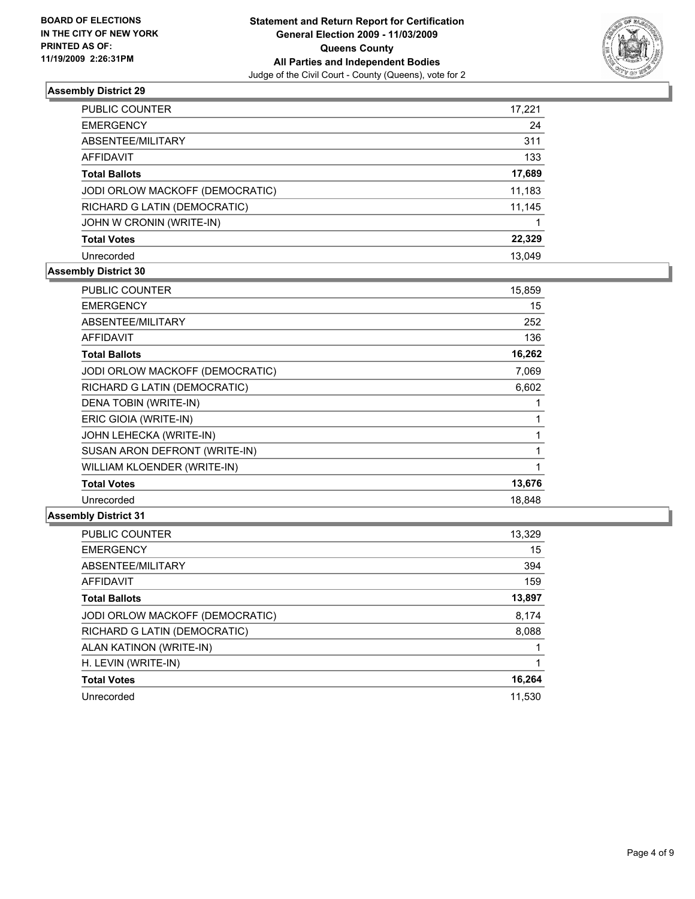**BOARD OF ELECTIONS IN THE CITY OF NEW YORK PRINTED AS OF: 11/19/2009 2:26:31PM**

# Statement and Return Report for Certification General Election 2009 - 11/03/2009 Queens County All Parties and Independent Bodies

Judge of the Civil Court - County (Queens), vote for 2

## Assembly District 29

| | |
|---|---|
| PUBLIC COUNTER | 17,221 |
| EMERGENCY | 24 |
| ABSENTEE/MILITARY | 311 |
| AFFIDAVIT | 133 |
| **Total Ballots** | **17,689** |
| JODI ORLOW MACKOFF (DEMOCRATIC) | 11,183 |
| RICHARD G LATIN (DEMOCRATIC) | 11,145 |
| JOHN W CRONIN (WRITE-IN) | 1 |
| **Total Votes** | **22,329** |
| Unrecorded | 13,049 |

## Assembly District 30

| | |
|---|---|
| PUBLIC COUNTER | 15,859 |
| EMERGENCY | 15 |
| ABSENTEE/MILITARY | 252 |
| AFFIDAVIT | 136 |
| **Total Ballots** | **16,262** |
| JODI ORLOW MACKOFF (DEMOCRATIC) | 7,069 |
| RICHARD G LATIN (DEMOCRATIC) | 6,602 |
| DENA TOBIN (WRITE-IN) | 1 |
| ERIC GIOIA (WRITE-IN) | 1 |
| JOHN LEHECKA (WRITE-IN) | 1 |
| SUSAN ARON DEFRONT (WRITE-IN) | 1 |
| WILLIAM KLOENDER (WRITE-IN) | 1 |
| **Total Votes** | **13,676** |
| Unrecorded | 18,848 |

## Assembly District 31

| | |
|---|---|
| PUBLIC COUNTER | 13,329 |
| EMERGENCY | 15 |
| ABSENTEE/MILITARY | 394 |
| AFFIDAVIT | 159 |
| **Total Ballots** | **13,897** |
| JODI ORLOW MACKOFF (DEMOCRATIC) | 8,174 |
| RICHARD G LATIN (DEMOCRATIC) | 8,088 |
| ALAN KATINON (WRITE-IN) | 1 |
| H. LEVIN (WRITE-IN) | 1 |
| **Total Votes** | **16,264** |
| Unrecorded | 11,530 |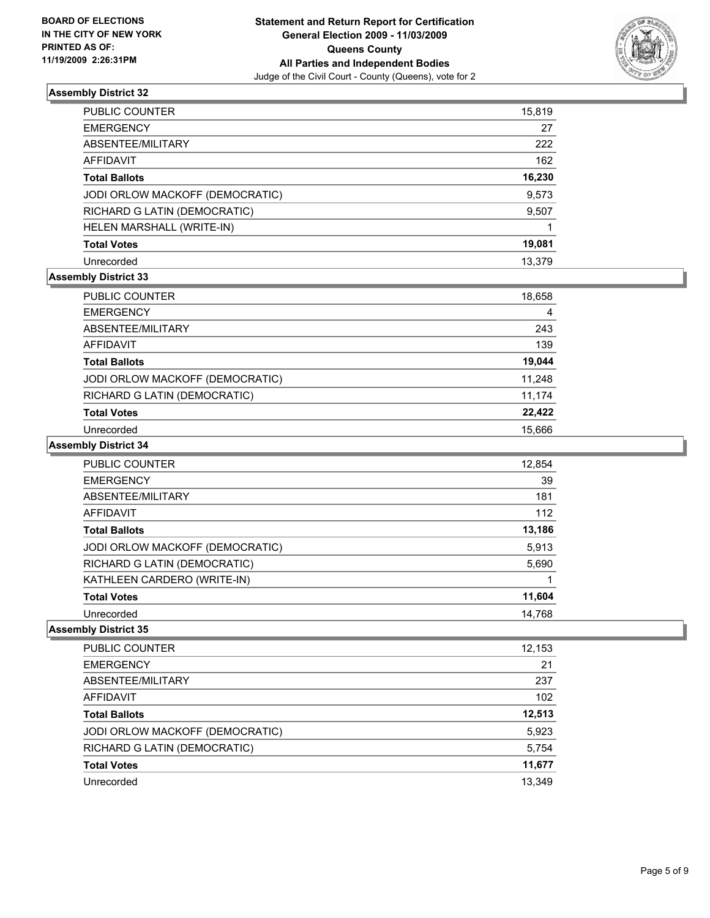**BOARD OF ELECTIONS**
**IN THE CITY OF NEW YORK**
**PRINTED AS OF:**
**11/19/2009 2:26:31PM**

**Statement and Return Report for Certification**
**General Election 2009 - 11/03/2009**
**Queens County**
**All Parties and Independent Bodies**
Judge of the Civil Court - County (Queens), vote for 2

### Assembly District 32

| | |
|---|---|
| PUBLIC COUNTER | 15,819 |
| EMERGENCY | 27 |
| ABSENTEE/MILITARY | 222 |
| AFFIDAVIT | 162 |
| **Total Ballots** | **16,230** |
| JODI ORLOW MACKOFF (DEMOCRATIC) | 9,573 |
| RICHARD G LATIN (DEMOCRATIC) | 9,507 |
| HELEN MARSHALL (WRITE-IN) | 1 |
| **Total Votes** | **19,081** |
| Unrecorded | 13,379 |

### Assembly District 33

| | |
|---|---|
| PUBLIC COUNTER | 18,658 |
| EMERGENCY | 4 |
| ABSENTEE/MILITARY | 243 |
| AFFIDAVIT | 139 |
| **Total Ballots** | **19,044** |
| JODI ORLOW MACKOFF (DEMOCRATIC) | 11,248 |
| RICHARD G LATIN (DEMOCRATIC) | 11,174 |
| **Total Votes** | **22,422** |
| Unrecorded | 15,666 |

### Assembly District 34

| | |
|---|---|
| PUBLIC COUNTER | 12,854 |
| EMERGENCY | 39 |
| ABSENTEE/MILITARY | 181 |
| AFFIDAVIT | 112 |
| **Total Ballots** | **13,186** |
| JODI ORLOW MACKOFF (DEMOCRATIC) | 5,913 |
| RICHARD G LATIN (DEMOCRATIC) | 5,690 |
| KATHLEEN CARDERO (WRITE-IN) | 1 |
| **Total Votes** | **11,604** |
| Unrecorded | 14,768 |

### Assembly District 35

| | |
|---|---|
| PUBLIC COUNTER | 12,153 |
| EMERGENCY | 21 |
| ABSENTEE/MILITARY | 237 |
| AFFIDAVIT | 102 |
| **Total Ballots** | **12,513** |
| JODI ORLOW MACKOFF (DEMOCRATIC) | 5,923 |
| RICHARD G LATIN (DEMOCRATIC) | 5,754 |
| **Total Votes** | **11,677** |
| Unrecorded | 13,349 |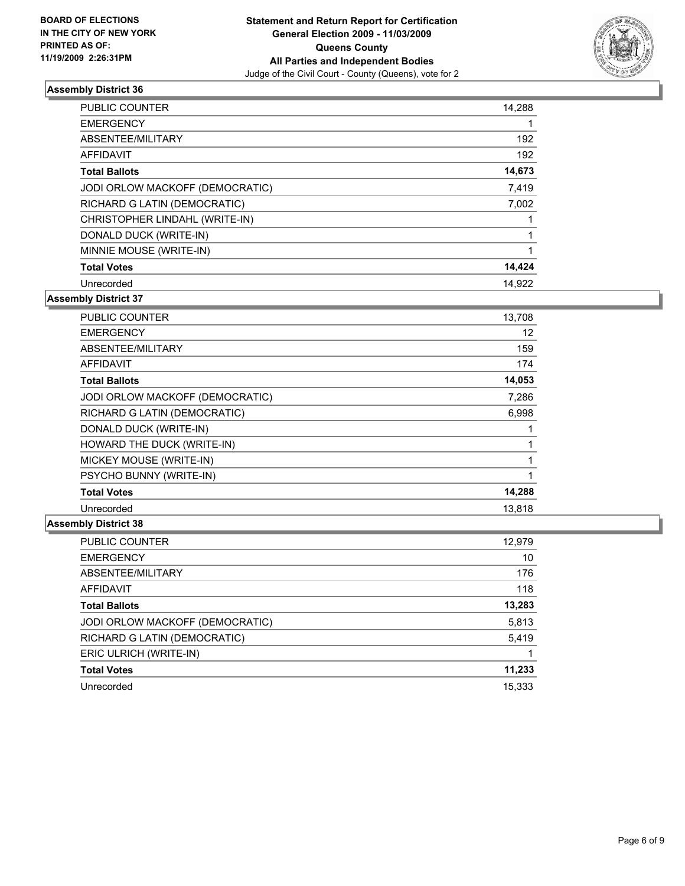**BOARD OF ELECTIONS IN THE CITY OF NEW YORK PRINTED AS OF: 11/19/2009 2:26:31PM**

**Statement and Return Report for Certification General Election 2009 - 11/03/2009 Queens County All Parties and Independent Bodies**

Judge of the Civil Court - County (Queens), vote for 2

### Assembly District 36

| | |
|---|---|
| PUBLIC COUNTER | 14,288 |
| EMERGENCY | 1 |
| ABSENTEE/MILITARY | 192 |
| AFFIDAVIT | 192 |
| **Total Ballots** | **14,673** |
| JODI ORLOW MACKOFF (DEMOCRATIC) | 7,419 |
| RICHARD G LATIN (DEMOCRATIC) | 7,002 |
| CHRISTOPHER LINDAHL (WRITE-IN) | 1 |
| DONALD DUCK (WRITE-IN) | 1 |
| MINNIE MOUSE (WRITE-IN) | 1 |
| **Total Votes** | **14,424** |
| Unrecorded | 14,922 |

### Assembly District 37

| | |
|---|---|
| PUBLIC COUNTER | 13,708 |
| EMERGENCY | 12 |
| ABSENTEE/MILITARY | 159 |
| AFFIDAVIT | 174 |
| **Total Ballots** | **14,053** |
| JODI ORLOW MACKOFF (DEMOCRATIC) | 7,286 |
| RICHARD G LATIN (DEMOCRATIC) | 6,998 |
| DONALD DUCK (WRITE-IN) | 1 |
| HOWARD THE DUCK (WRITE-IN) | 1 |
| MICKEY MOUSE (WRITE-IN) | 1 |
| PSYCHO BUNNY (WRITE-IN) | 1 |
| **Total Votes** | **14,288** |
| Unrecorded | 13,818 |

### Assembly District 38

| | |
|---|---|
| PUBLIC COUNTER | 12,979 |
| EMERGENCY | 10 |
| ABSENTEE/MILITARY | 176 |
| AFFIDAVIT | 118 |
| **Total Ballots** | **13,283** |
| JODI ORLOW MACKOFF (DEMOCRATIC) | 5,813 |
| RICHARD G LATIN (DEMOCRATIC) | 5,419 |
| ERIC ULRICH (WRITE-IN) | 1 |
| **Total Votes** | **11,233** |
| Unrecorded | 15,333 |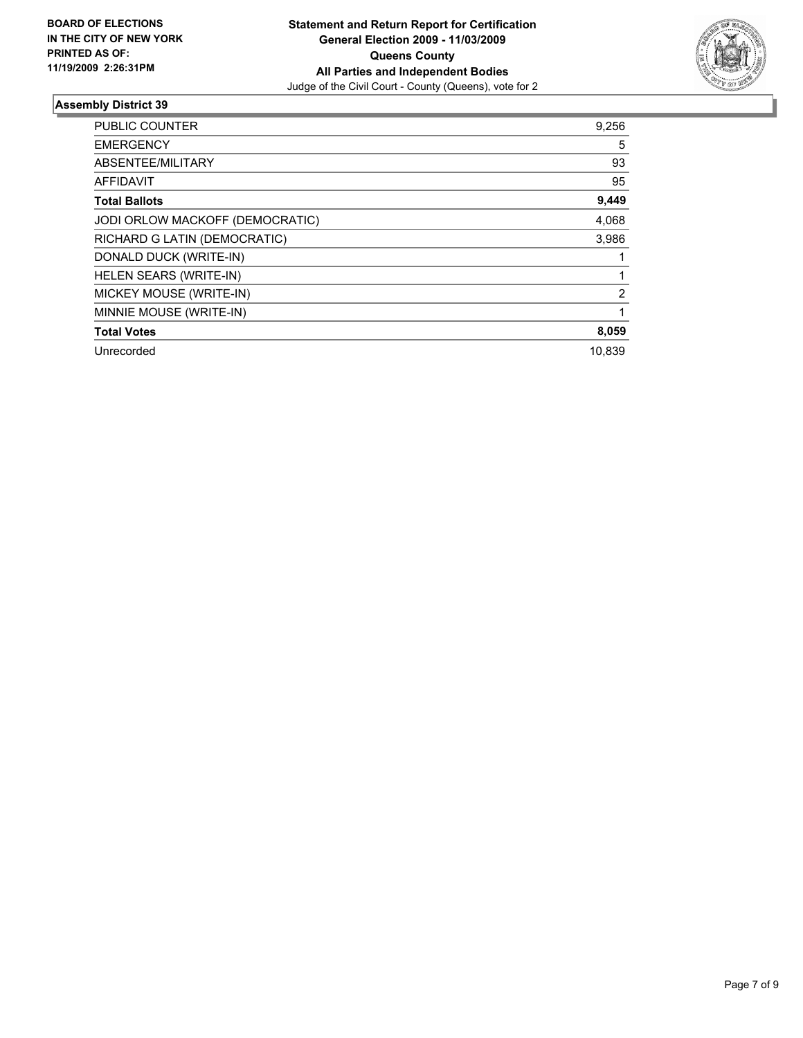**BOARD OF ELECTIONS IN THE CITY OF NEW YORK PRINTED AS OF: 11/19/2009 2:26:31PM**

**Statement and Return Report for Certification**
**General Election 2009 - 11/03/2009**
**Queens County**
**All Parties and Independent Bodies**
Judge of the Civil Court - County (Queens), vote for 2

## Assembly District 39

| | |
|---|---|
| PUBLIC COUNTER | 9,256 |
| EMERGENCY | 5 |
| ABSENTEE/MILITARY | 93 |
| AFFIDAVIT | 95 |
| **Total Ballots** | **9,449** |
| JODI ORLOW MACKOFF (DEMOCRATIC) | 4,068 |
| RICHARD G LATIN (DEMOCRATIC) | 3,986 |
| DONALD DUCK (WRITE-IN) | 1 |
| HELEN SEARS (WRITE-IN) | 1 |
| MICKEY MOUSE (WRITE-IN) | 2 |
| MINNIE MOUSE (WRITE-IN) | 1 |
| **Total Votes** | **8,059** |
| Unrecorded | 10,839 |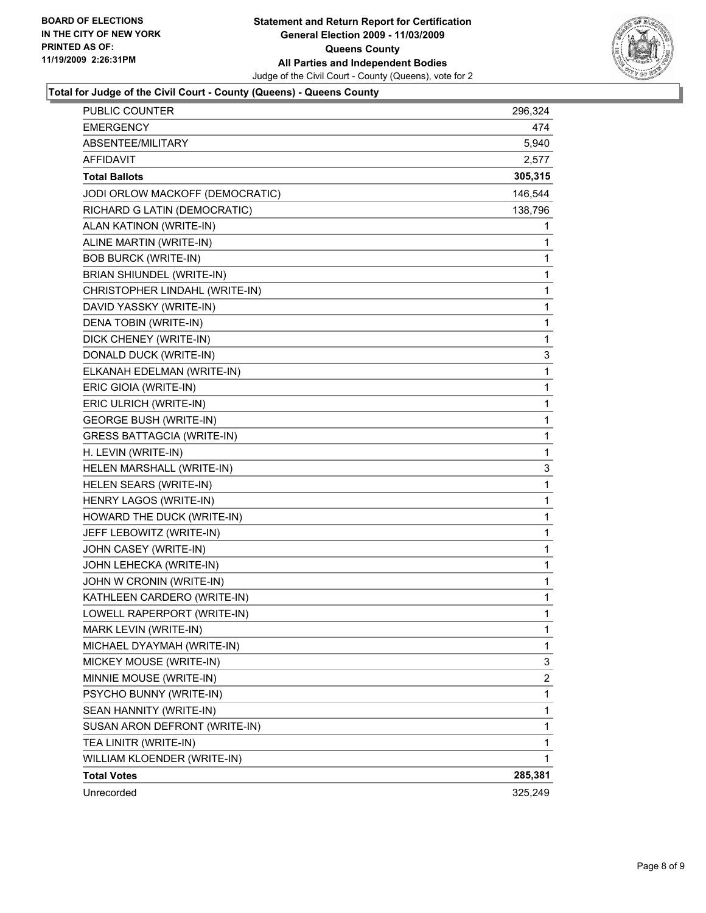**BOARD OF ELECTIONS IN THE CITY OF NEW YORK PRINTED AS OF: 11/19/2009 2:26:31PM**

**Statement and Return Report for Certification General Election 2009 - 11/03/2009 Queens County All Parties and Independent Bodies**

Judge of the Civil Court - County (Queens), vote for 2

**Total for Judge of the Civil Court - County (Queens) - Queens County**

| | |
|---|---|
| PUBLIC COUNTER | 296,324 |
| EMERGENCY | 474 |
| ABSENTEE/MILITARY | 5,940 |
| AFFIDAVIT | 2,577 |
| **Total Ballots** | **305,315** |
| JODI ORLOW MACKOFF (DEMOCRATIC) | 146,544 |
| RICHARD G LATIN (DEMOCRATIC) | 138,796 |
| ALAN KATINON (WRITE-IN) | 1 |
| ALINE MARTIN (WRITE-IN) | 1 |
| BOB BURCK (WRITE-IN) | 1 |
| BRIAN SHIUNDEL (WRITE-IN) | 1 |
| CHRISTOPHER LINDAHL (WRITE-IN) | 1 |
| DAVID YASSKY (WRITE-IN) | 1 |
| DENA TOBIN (WRITE-IN) | 1 |
| DICK CHENEY (WRITE-IN) | 1 |
| DONALD DUCK (WRITE-IN) | 3 |
| ELKANAH EDELMAN (WRITE-IN) | 1 |
| ERIC GIOIA (WRITE-IN) | 1 |
| ERIC ULRICH (WRITE-IN) | 1 |
| GEORGE BUSH (WRITE-IN) | 1 |
| GRESS BATTAGCIA (WRITE-IN) | 1 |
| H. LEVIN (WRITE-IN) | 1 |
| HELEN MARSHALL (WRITE-IN) | 3 |
| HELEN SEARS (WRITE-IN) | 1 |
| HENRY LAGOS (WRITE-IN) | 1 |
| HOWARD THE DUCK (WRITE-IN) | 1 |
| JEFF LEBOWITZ (WRITE-IN) | 1 |
| JOHN CASEY (WRITE-IN) | 1 |
| JOHN LEHECKA (WRITE-IN) | 1 |
| JOHN W CRONIN (WRITE-IN) | 1 |
| KATHLEEN CARDERO (WRITE-IN) | 1 |
| LOWELL RAPERPORT (WRITE-IN) | 1 |
| MARK LEVIN (WRITE-IN) | 1 |
| MICHAEL DYAYMAH (WRITE-IN) | 1 |
| MICKEY MOUSE (WRITE-IN) | 3 |
| MINNIE MOUSE (WRITE-IN) | 2 |
| PSYCHO BUNNY (WRITE-IN) | 1 |
| SEAN HANNITY (WRITE-IN) | 1 |
| SUSAN ARON DEFRONT (WRITE-IN) | 1 |
| TEA LINITR (WRITE-IN) | 1 |
| WILLIAM KLOENDER (WRITE-IN) | 1 |
| **Total Votes** | **285,381** |
| Unrecorded | 325,249 |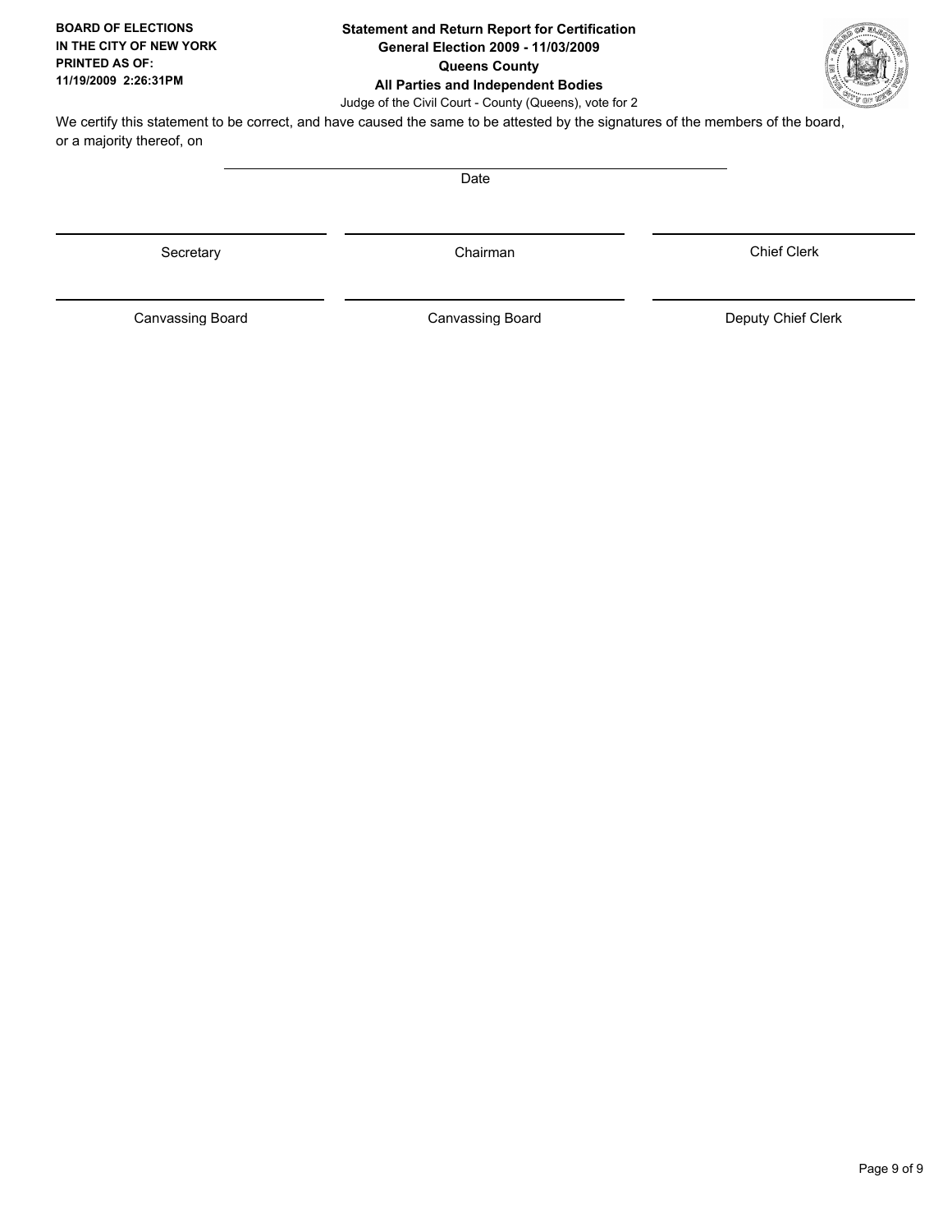We certify this statement to be correct, and have caused the same to be attested by the signatures of the members of the board, or a majority thereof, on

______________________________
Date

| | | |
|---|---|---|
| Secretary | Chairman | Chief Clerk |
| Canvassing Board | Canvassing Board | Deputy Chief Clerk |